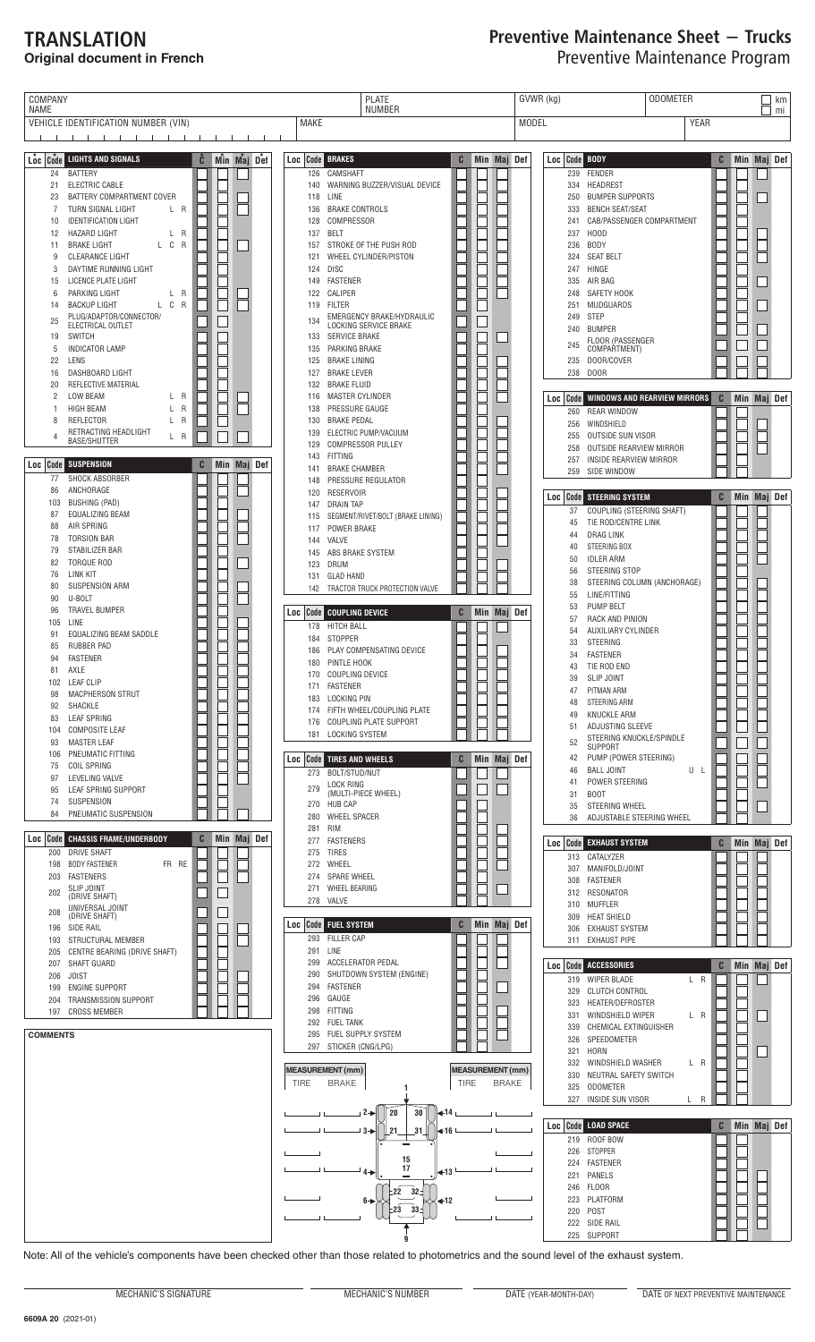# TRANSLATION
**Original document in French**

# Preventive Maintenance Sheet — Trucks
Preventive Maintenance Program

| COMPANY NAME | PLATE NUMBER | GVWR (kg) | ODOMETER | ☐ km ☐ mi |
|---|---|---|---|---|
| VEHICLE IDENTIFICATION NUMBER (VIN) | MAKE | MODEL | YEAR | |

| Loc | Code | LIGHTS AND SIGNALS | | C | Min | Maj | Def |
|---|---|---|---|---|---|---|---|
| | 24 | BATTERY | | | | | |
| | 21 | ELECTRIC CABLE | | | | | |
| | 23 | BATTERY COMPARTMENT COVER | | | | | |
| | 7 | TURN SIGNAL LIGHT | L R | | | | |
| | 10 | IDENTIFICATION LIGHT | | | | | |
| | 12 | HAZARD LIGHT | L R | | | | |
| | 11 | BRAKE LIGHT | L C R | | | | |
| | 9 | CLEARANCE LIGHT | | | | | |
| | 3 | DAYTIME RUNNING LIGHT | | | | | |
| | 15 | LICENCE PLATE LIGHT | | | | | |
| | 6 | PARKING LIGHT | L R | | | | |
| | 14 | BACKUP LIGHT | L C R | | | | |
| | 25 | PLUG/ADAPTOR/CONNECTOR/ ELECTRICAL OUTLET | | | | | |
| | 19 | SWITCH | | | | | |
| | 5 | INDICATOR LAMP | | | | | |
| | 22 | LENS | | | | | |
| | 16 | DASHBOARD LIGHT | | | | | |
| | 20 | REFLECTIVE MATERIAL | | | | | |
| | 2 | LOW BEAM | L R | | | | |
| | 1 | HIGH BEAM | L R | | | | |
| | 8 | REFLECTOR | L R | | | | |
| | 4 | RETRACTING HEADLIGHT BASE/SHUTTER | L R | | | | |

| Loc | Code | SUSPENSION | C | Min | Maj | Def |
|---|---|---|---|---|---|---|
| | 77 | SHOCK ABSORBER | | | | |
| | 86 | ANCHORAGE | | | | |
| | 103 | BUSHING (PAD) | | | | |
| | 87 | EQUALIZING BEAM | | | | |
| | 88 | AIR SPRING | | | | |
| | 78 | TORSION BAR | | | | |
| | 79 | STABILIZER BAR | | | | |
| | 82 | TORQUE ROD | | | | |
| | 76 | LINK KIT | | | | |
| | 80 | SUSPENSION ARM | | | | |
| | 90 | U-BOLT | | | | |
| | 96 | TRAVEL BUMPER | | | | |
| | 105 | LINE | | | | |
| | 91 | EQUALIZING BEAM SADDLE | | | | |
| | 85 | RUBBER PAD | | | | |
| | 94 | FASTENER | | | | |
| | 81 | AXLE | | | | |
| | 102 | LEAF CLIP | | | | |
| | 98 | MACPHERSON STRUT | | | | |
| | 92 | SHACKLE | | | | |
| | 83 | LEAF SPRING | | | | |
| | 104 | COMPOSITE LEAF | | | | |
| | 93 | MASTER LEAF | | | | |
| | 106 | PNEUMATIC FITTING | | | | |
| | 75 | COIL SPRING | | | | |
| | 97 | LEVELING VALVE | | | | |
| | 95 | LEAF SPRING SUPPORT | | | | |
| | 74 | SUSPENSION | | | | |
| | 84 | PNEUMATIC SUSPENSION | | | | |

| Loc | Code | CHASSIS FRAME/UNDERBODY | | C | Min | Maj | Def |
|---|---|---|---|---|---|---|---|
| | 200 | DRIVE SHAFT | | | | | |
| | 198 | BODY FASTENER | FR RE | | | | |
| | 203 | FASTENERS | | | | | |
| | 202 | SLIP JOINT (DRIVE SHAFT) | | | | | |
| | 208 | UNIVERSAL JOINT (DRIVE SHAFT) | | | | | |
| | 196 | SIDE RAIL | | | | | |
| | 193 | STRUCTURAL MEMBER | | | | | |
| | 205 | CENTRE BEARING (DRIVE SHAFT) | | | | | |
| | 207 | SHAFT GUARD | | | | | |
| | 206 | JOIST | | | | | |
| | 199 | ENGINE SUPPORT | | | | | |
| | 204 | TRANSMISSION SUPPORT | | | | | |
| | 197 | CROSS MEMBER | | | | | |

**COMMENTS**

| Loc | Code | BRAKES | C | Min | Maj | Def |
|---|---|---|---|---|---|---|
| | 126 | CAMSHAFT | | | | |
| | 140 | WARNING BUZZER/VISUAL DEVICE | | | | |
| | 118 | LINE | | | | |
| | 136 | BRAKE CONTROLS | | | | |
| | 128 | COMPRESSOR | | | | |
| | 137 | BELT | | | | |
| | 157 | STROKE OF THE PUSH ROD | | | | |
| | 121 | WHEEL CYLINDER/PISTON | | | | |
| | 124 | DISC | | | | |
| | 149 | FASTENER | | | | |
| | 122 | CALIPER | | | | |
| | 119 | FILTER | | | | |
| | 134 | EMERGENCY BRAKE/HYDRAULIC LOCKING SERVICE BRAKE | | | | |
| | 133 | SERVICE BRAKE | | | | |
| | 135 | PARKING BRAKE | | | | |
| | 125 | BRAKE LINING | | | | |
| | 127 | BRAKE LEVER | | | | |
| | 132 | BRAKE FLUID | | | | |
| | 116 | MASTER CYLINDER | | | | |
| | 138 | PRESSURE GAUGE | | | | |
| | 130 | BRAKE PEDAL | | | | |
| | 139 | ELECTRIC PUMP/VACUUM | | | | |
| | 129 | COMPRESSOR PULLEY | | | | |
| | 143 | FITTING | | | | |
| | 141 | BRAKE CHAMBER | | | | |
| | 148 | PRESSURE REGULATOR | | | | |
| | 120 | RESERVOIR | | | | |
| | 147 | DRAIN TAP | | | | |
| | 115 | SEGMENT/RIVET/BOLT (BRAKE LINING) | | | | |
| | 117 | POWER BRAKE | | | | |
| | 144 | VALVE | | | | |
| | 145 | ABS BRAKE SYSTEM | | | | |
| | 123 | DRUM | | | | |
| | 131 | GLAD HAND | | | | |
| | 142 | TRACTOR TRUCK PROTECTION VALVE | | | | |

| Loc | Code | COUPLING DEVICE | C | Min | Maj | Def |
|---|---|---|---|---|---|---|
| | 178 | HITCH BALL | | | | |
| | 184 | STOPPER | | | | |
| | 186 | PLAY COMPENSATING DEVICE | | | | |
| | 180 | PINTLE HOOK | | | | |
| | 170 | COUPLING DEVICE | | | | |
| | 171 | FASTENER | | | | |
| | 183 | LOCKING PIN | | | | |
| | 174 | FIFTH WHEEL/COUPLING PLATE | | | | |
| | 176 | COUPLING PLATE SUPPORT | | | | |
| | 181 | LOCKING SYSTEM | | | | |

| Loc | Code | TIRES AND WHEELS | C | Min | Maj | Def |
|---|---|---|---|---|---|---|
| | 273 | BOLT/STUD/NUT | | | | |
| | 279 | LOCK RING (MULTI-PIECE WHEEL) | | | | |
| | 270 | HUB CAP | | | | |
| | 280 | WHEEL SPACER | | | | |
| | 281 | RIM | | | | |
| | 277 | FASTENERS | | | | |
| | 275 | TIRES | | | | |
| | 272 | WHEEL | | | | |
| | 274 | SPARE WHEEL | | | | |
| | 271 | WHEEL BEARING | | | | |
| | 278 | VALVE | | | | |

| Loc | Code | FUEL SYSTEM | C | Min | Maj | Def |
|---|---|---|---|---|---|---|
| | 293 | FILLER CAP | | | | |
| | 291 | LINE | | | | |
| | 299 | ACCELERATOR PEDAL | | | | |
| | 290 | SHUTDOWN SYSTEM (ENGINE) | | | | |
| | 294 | FASTENER | | | | |
| | 296 | GAUGE | | | | |
| | 298 | FITTING | | | | |
| | 292 | FUEL TANK | | | | |
| | 295 | FUEL SUPPLY SYSTEM | | | | |
| | 297 | STICKER (CNG/LPG) | | | | |

| MEASUREMENT (mm) | | | | MEASUREMENT (mm) | |
|---|---|---|---|---|---|
| TIRE | BRAKE | | | TIRE | BRAKE |
| | | 2 | 20 — 30 | 14 | |
| | | 3 | 21 — 31 | 16 | |
| | | | 15 / 17 | | |
| | | 4 | | 13 | |
| | | 6 | 22 — 32 / 23 — 33 | 12 | |

Positions: 1 (front), 9 (rear)

| Loc | Code | BODY | C | Min | Maj | Def |
|---|---|---|---|---|---|---|
| | 239 | FENDER | | | | |
| | 334 | HEADREST | | | | |
| | 250 | BUMPER SUPPORTS | | | | |
| | 333 | BENCH SEAT/SEAT | | | | |
| | 241 | CAB/PASSENGER COMPARTMENT | | | | |
| | 237 | HOOD | | | | |
| | 236 | BODY | | | | |
| | 324 | SEAT BELT | | | | |
| | 247 | HINGE | | | | |
| | 335 | AIR BAG | | | | |
| | 248 | SAFETY HOOK | | | | |
| | 251 | MUDGUARDS | | | | |
| | 249 | STEP | | | | |
| | 240 | BUMPER | | | | |
| | 245 | FLOOR (PASSENGER COMPARTMENT) | | | | |
| | 235 | DOOR/COVER | | | | |
| | 238 | DOOR | | | | |

| Loc | Code | WINDOWS AND REARVIEW MIRRORS | C | Min | Maj | Def |
|---|---|---|---|---|---|---|
| | 260 | REAR WINDOW | | | | |
| | 256 | WINDSHIELD | | | | |
| | 255 | OUTSIDE SUN VISOR | | | | |
| | 258 | OUTSIDE REARVIEW MIRROR | | | | |
| | 257 | INSIDE REARVIEW MIRROR | | | | |
| | 259 | SIDE WINDOW | | | | |

| Loc | Code | STEERING SYSTEM | | C | Min | Maj | Def |
|---|---|---|---|---|---|---|---|
| | 37 | COUPLING (STEERING SHAFT) | | | | | |
| | 45 | TIE ROD/CENTRE LINK | | | | | |
| | 44 | DRAG LINK | | | | | |
| | 40 | STEERING BOX | | | | | |
| | 50 | IDLER ARM | | | | | |
| | 56 | STEERING STOP | | | | | |
| | 38 | STEERING COLUMN (ANCHORAGE) | | | | | |
| | 55 | LINE/FITTING | | | | | |
| | 53 | PUMP BELT | | | | | |
| | 57 | RACK AND PINION | | | | | |
| | 54 | AUXILIARY CYLINDER | | | | | |
| | 33 | STEERING | | | | | |
| | 34 | FASTENER | | | | | |
| | 43 | TIE ROD END | | | | | |
| | 39 | SLIP JOINT | | | | | |
| | 47 | PITMAN ARM | | | | | |
| | 48 | STEERING ARM | | | | | |
| | 49 | KNUCKLE ARM | | | | | |
| | 51 | ADJUSTING SLEEVE | | | | | |
| | 52 | STEERING KNUCKLE/SPINDLE SUPPORT | | | | | |
| | 42 | PUMP (POWER STEERING) | | | | | |
| | 46 | BALL JOINT | U L | | | | |
| | 41 | POWER STEERING | | | | | |
| | 31 | BOOT | | | | | |
| | 35 | STEERING WHEEL | | | | | |
| | 36 | ADJUSTABLE STEERING WHEEL | | | | | |

| Loc | Code | EXHAUST SYSTEM | C | Min | Maj | Def |
|---|---|---|---|---|---|---|
| | 313 | CATALYZER | | | | |
| | 307 | MANIFOLD/JOINT | | | | |
| | 308 | FASTENER | | | | |
| | 312 | RESONATOR | | | | |
| | 310 | MUFFLER | | | | |
| | 309 | HEAT SHIELD | | | | |
| | 306 | EXHAUST SYSTEM | | | | |
| | 311 | EXHAUST PIPE | | | | |

| Loc | Code | ACCESSORIES | | C | Min | Maj | Def |
|---|---|---|---|---|---|---|---|
| | 319 | WIPER BLADE | L R | | | | |
| | 329 | CLUTCH CONTROL | | | | | |
| | 323 | HEATER/DEFROSTER | | | | | |
| | 331 | WINDSHIELD WIPER | L R | | | | |
| | 339 | CHEMICAL EXTINGUISHER | | | | | |
| | 326 | SPEEDOMETER | | | | | |
| | 321 | HORN | | | | | |
| | 332 | WINDSHIELD WASHER | L R | | | | |
| | 330 | NEUTRAL SAFETY SWITCH | | | | | |
| | 325 | ODOMETER | | | | | |
| | 327 | INSIDE SUN VISOR | L R | | | | |

| Loc | Code | LOAD SPACE | C | Min | Maj | Def |
|---|---|---|---|---|---|---|
| | 219 | ROOF BOW | | | | |
| | 226 | STOPPER | | | | |
| | 224 | FASTENER | | | | |
| | 221 | PANELS | | | | |
| | 246 | FLOOR | | | | |
| | 223 | PLATFORM | | | | |
| | 220 | POST | | | | |
| | 222 | SIDE RAIL | | | | |
| | 225 | SUPPORT | | | | |

Note: All of the vehicle's components have been checked other than those related to photometrics and the sound level of the exhaust system.

| MECHANIC'S SIGNATURE | MECHANIC'S NUMBER | DATE (YEAR-MONTH-DAY) | DATE OF NEXT PREVENTIVE MAINTENANCE |
|---|---|---|---|

**6609A 20** (2021-01)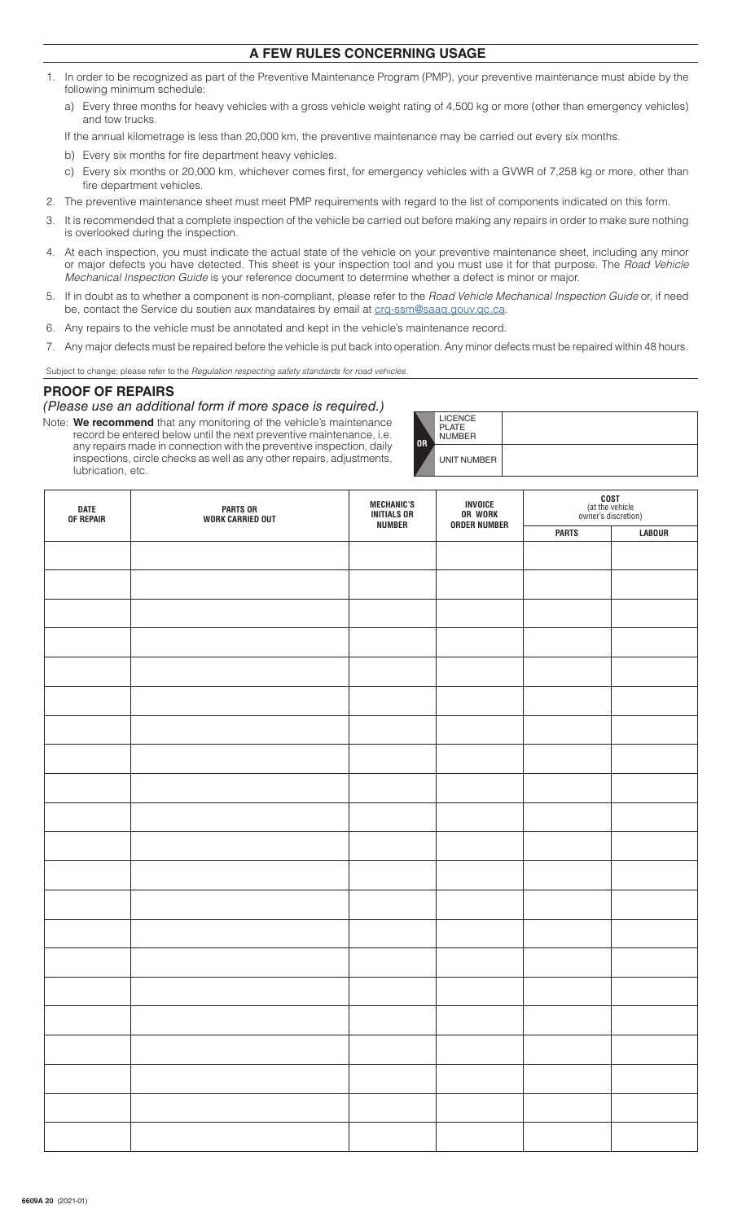## A FEW RULES CONCERNING USAGE

1. In order to be recognized as part of the Preventive Maintenance Program (PMP), your preventive maintenance must abide by the following minimum schedule:
   a) Every three months for heavy vehicles with a gross vehicle weight rating of 4,500 kg or more (other than emergency vehicles) and tow trucks.

   If the annual kilometrage is less than 20,000 km, the preventive maintenance may be carried out every six months.

   b) Every six months for fire department heavy vehicles.
   c) Every six months or 20,000 km, whichever comes first, for emergency vehicles with a GVWR of 7,258 kg or more, other than fire department vehicles.
2. The preventive maintenance sheet must meet PMP requirements with regard to the list of components indicated on this form.
3. It is recommended that a complete inspection of the vehicle be carried out before making any repairs in order to make sure nothing is overlooked during the inspection.
4. At each inspection, you must indicate the actual state of the vehicle on your preventive maintenance sheet, including any minor or major defects you have detected. This sheet is your inspection tool and you must use it for that purpose. The *Road Vehicle Mechanical Inspection Guide* is your reference document to determine whether a defect is minor or major.
5. If in doubt as to whether a component is non-compliant, please refer to the *Road Vehicle Mechanical Inspection Guide* or, if need be, contact the Service du soutien aux mandataires by email at crq-ssm@saaq.gouv.qc.ca.
6. Any repairs to the vehicle must be annotated and kept in the vehicle's maintenance record.
7. Any major defects must be repaired before the vehicle is put back into operation. Any minor defects must be repaired within 48 hours.

Subject to change; please refer to the *Regulation respecting safety standards for road vehicles*.

## PROOF OF REPAIRS

*(Please use an additional form if more space is required.)*

Note: **We recommend** that any monitoring of the vehicle's maintenance record be entered below until the next preventive maintenance, i.e. any repairs made in connection with the preventive inspection, daily inspections, circle checks as well as any other repairs, adjustments, lubrication, etc.

| | |
|---|---|
| LICENCE PLATE NUMBER | |
| OR | |
| UNIT NUMBER | |

| DATE OF REPAIR | PARTS OR WORK CARRIED OUT | MECHANIC'S INITIALS OR NUMBER | INVOICE OR WORK ORDER NUMBER | COST (at the vehicle owner's discretion) | |
|---|---|---|---|---|---|
| | | | | PARTS | LABOUR |
| | | | | | |
| | | | | | |
| | | | | | |
| | | | | | |
| | | | | | |
| | | | | | |
| | | | | | |
| | | | | | |
| | | | | | |
| | | | | | |
| | | | | | |
| | | | | | |
| | | | | | |
| | | | | | |
| | | | | | |
| | | | | | |
| | | | | | |
| | | | | | |
| | | | | | |
| | | | | | |
| | | | | | |

6609A 20 (2021-01)